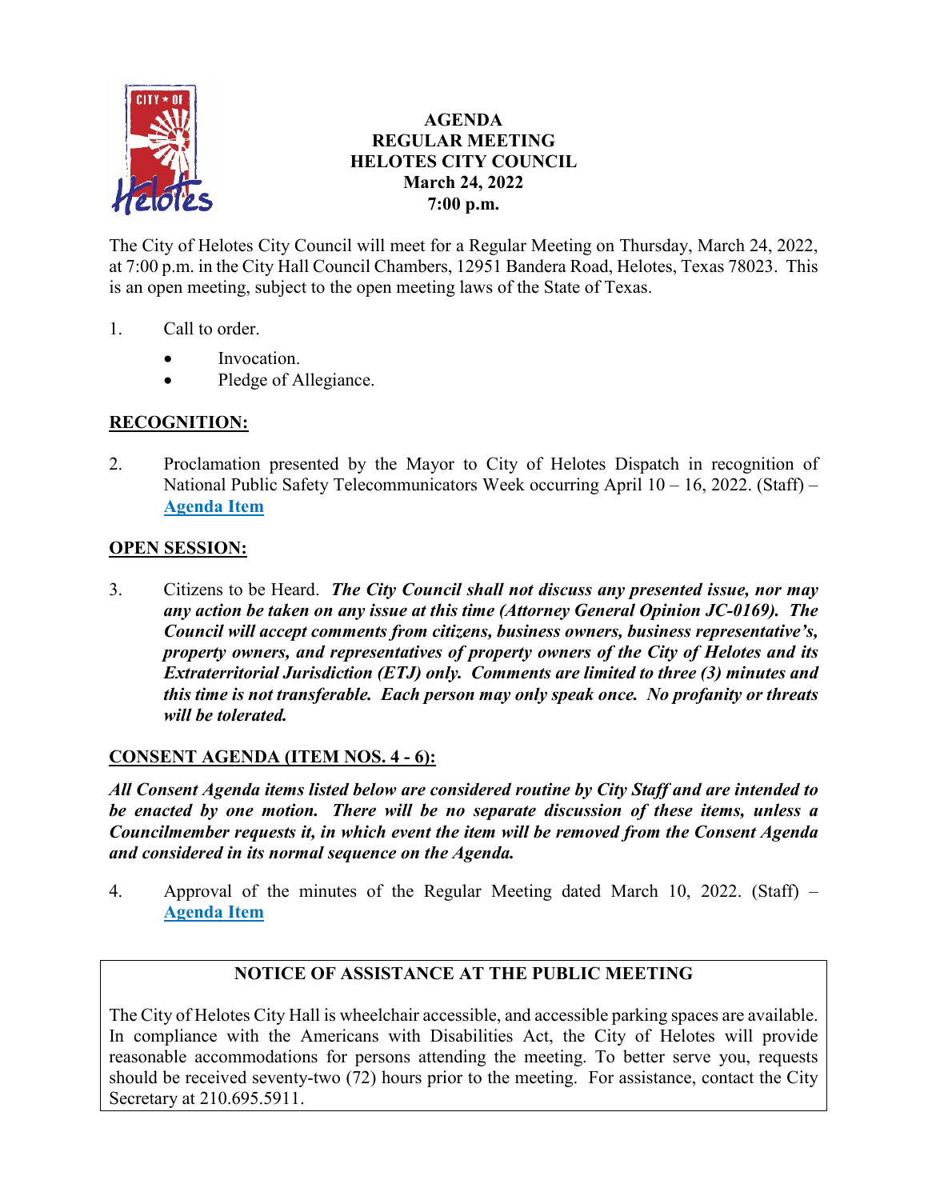# AGENDA
# REGULAR MEETING
# HELOTES CITY COUNCIL
**March 24, 2022**
**7:00 p.m.**

The City of Helotes City Council will meet for a Regular Meeting on Thursday, March 24, 2022, at 7:00 p.m. in the City Hall Council Chambers, 12951 Bandera Road, Helotes, Texas 78023. This is an open meeting, subject to the open meeting laws of the State of Texas.

1. Call to order.
   - Invocation.
   - Pledge of Allegiance.

## RECOGNITION:

2. Proclamation presented by the Mayor to City of Helotes Dispatch in recognition of National Public Safety Telecommunicators Week occurring April 10 – 16, 2022. (Staff) – **Agenda Item**

## OPEN SESSION:

3. Citizens to be Heard. ***The City Council shall not discuss any presented issue, nor may any action be taken on any issue at this time (Attorney General Opinion JC-0169). The Council will accept comments from citizens, business owners, business representative's, property owners, and representatives of property owners of the City of Helotes and its Extraterritorial Jurisdiction (ETJ) only. Comments are limited to three (3) minutes and this time is not transferable. Each person may only speak once. No profanity or threats will be tolerated.***

## CONSENT AGENDA (ITEM NOS. 4 - 6):

***All Consent Agenda items listed below are considered routine by City Staff and are intended to be enacted by one motion. There will be no separate discussion of these items, unless a Councilmember requests it, in which event the item will be removed from the Consent Agenda and considered in its normal sequence on the Agenda.***

4. Approval of the minutes of the Regular Meeting dated March 10, 2022. (Staff) – **Agenda Item**

**NOTICE OF ASSISTANCE AT THE PUBLIC MEETING**

The City of Helotes City Hall is wheelchair accessible, and accessible parking spaces are available. In compliance with the Americans with Disabilities Act, the City of Helotes will provide reasonable accommodations for persons attending the meeting. To better serve you, requests should be received seventy-two (72) hours prior to the meeting. For assistance, contact the City Secretary at 210.695.5911.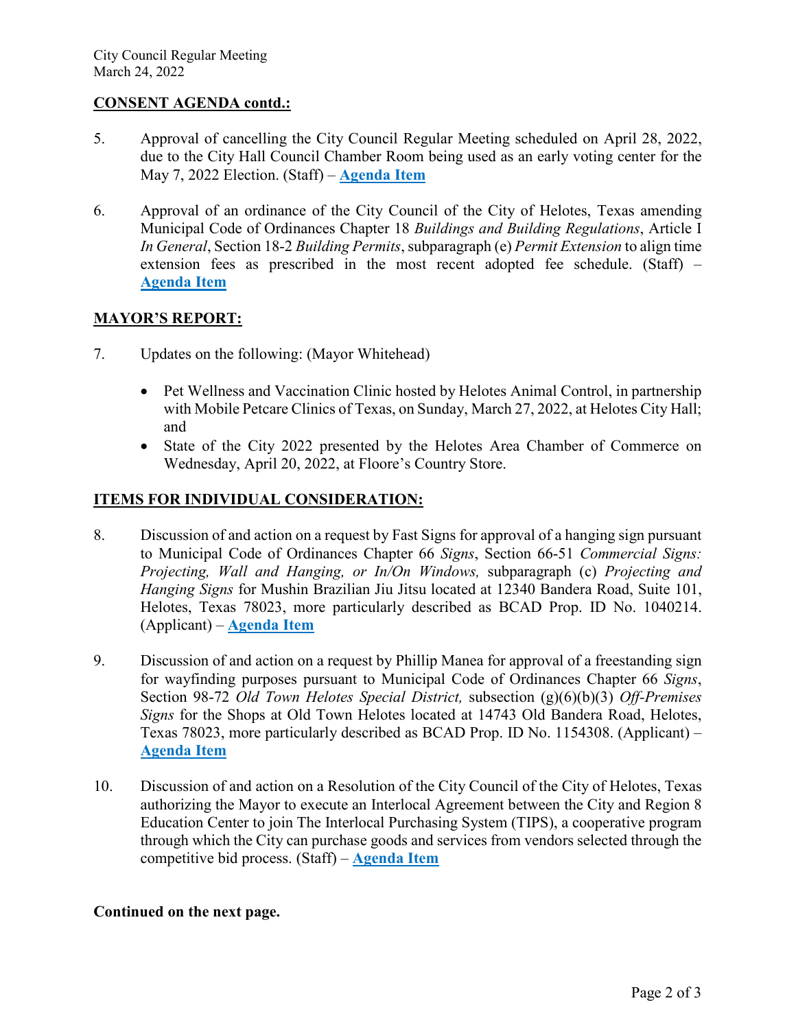**CONSENT AGENDA contd.:**

5. Approval of cancelling the City Council Regular Meeting scheduled on April 28, 2022, due to the City Hall Council Chamber Room being used as an early voting center for the May 7, 2022 Election. (Staff) – **Agenda Item**

6. Approval of an ordinance of the City Council of the City of Helotes, Texas amending Municipal Code of Ordinances Chapter 18 *Buildings and Building Regulations*, Article I *In General*, Section 18-2 *Building Permits*, subparagraph (e) *Permit Extension* to align time extension fees as prescribed in the most recent adopted fee schedule. (Staff) – **Agenda Item**

**MAYOR'S REPORT:**

7. Updates on the following: (Mayor Whitehead)

   - Pet Wellness and Vaccination Clinic hosted by Helotes Animal Control, in partnership with Mobile Petcare Clinics of Texas, on Sunday, March 27, 2022, at Helotes City Hall; and
   - State of the City 2022 presented by the Helotes Area Chamber of Commerce on Wednesday, April 20, 2022, at Floore's Country Store.

**ITEMS FOR INDIVIDUAL CONSIDERATION:**

8. Discussion of and action on a request by Fast Signs for approval of a hanging sign pursuant to Municipal Code of Ordinances Chapter 66 *Signs*, Section 66-51 *Commercial Signs: Projecting, Wall and Hanging, or In/On Windows,* subparagraph (c) *Projecting and Hanging Signs* for Mushin Brazilian Jiu Jitsu located at 12340 Bandera Road, Suite 101, Helotes, Texas 78023, more particularly described as BCAD Prop. ID No. 1040214. (Applicant) – **Agenda Item**

9. Discussion of and action on a request by Phillip Manea for approval of a freestanding sign for wayfinding purposes pursuant to Municipal Code of Ordinances Chapter 66 *Signs*, Section 98-72 *Old Town Helotes Special District,* subsection (g)(6)(b)(3) *Off-Premises Signs* for the Shops at Old Town Helotes located at 14743 Old Bandera Road, Helotes, Texas 78023, more particularly described as BCAD Prop. ID No. 1154308. (Applicant) – **Agenda Item**

10. Discussion of and action on a Resolution of the City Council of the City of Helotes, Texas authorizing the Mayor to execute an Interlocal Agreement between the City and Region 8 Education Center to join The Interlocal Purchasing System (TIPS), a cooperative program through which the City can purchase goods and services from vendors selected through the competitive bid process. (Staff) – **Agenda Item**

**Continued on the next page.**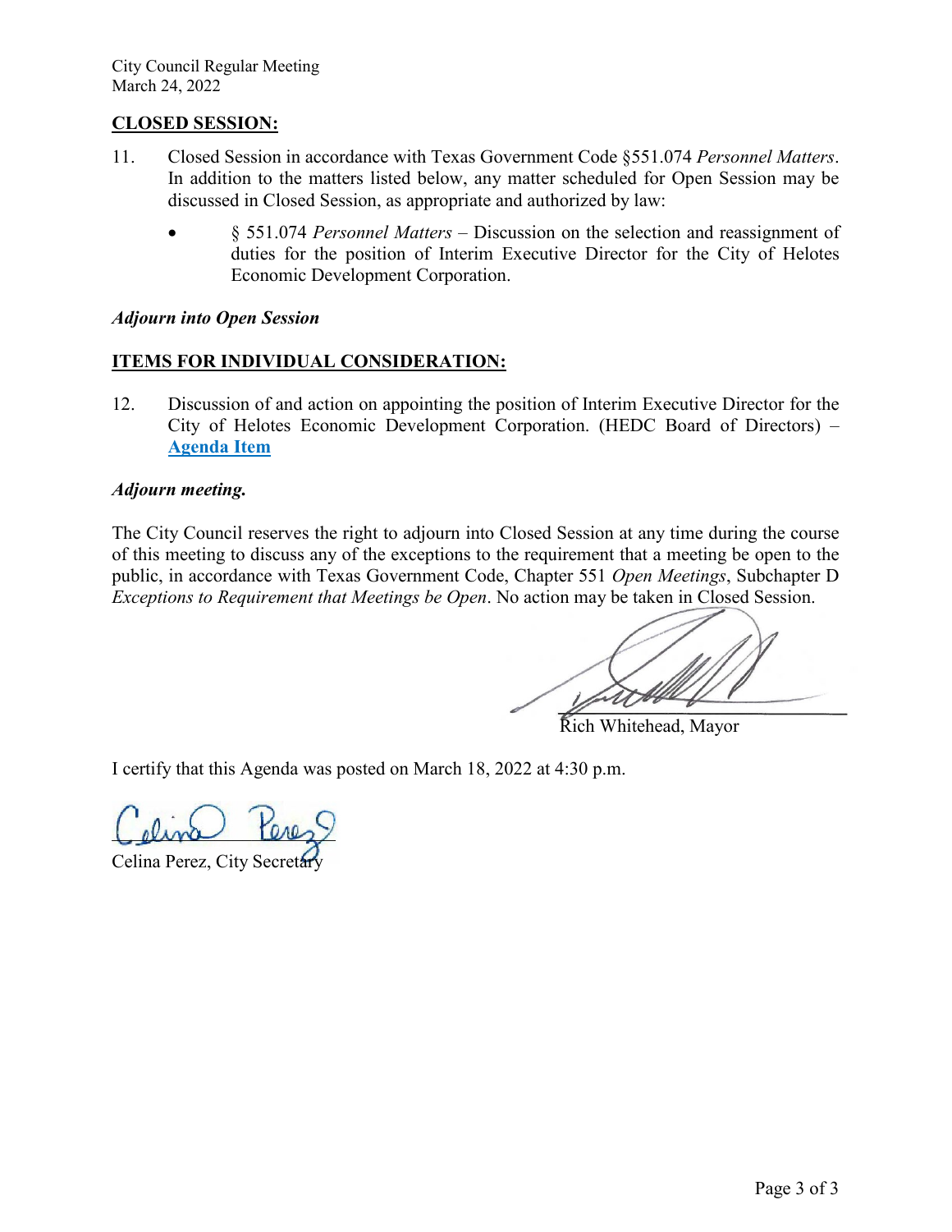City Council Regular Meeting
March 24, 2022

**CLOSED SESSION:**

11. Closed Session in accordance with Texas Government Code §551.074 *Personnel Matters*. In addition to the matters listed below, any matter scheduled for Open Session may be discussed in Closed Session, as appropriate and authorized by law:

    - § 551.074 *Personnel Matters* – Discussion on the selection and reassignment of duties for the position of Interim Executive Director for the City of Helotes Economic Development Corporation.

***Adjourn into Open Session***

**ITEMS FOR INDIVIDUAL CONSIDERATION:**

12. Discussion of and action on appointing the position of Interim Executive Director for the City of Helotes Economic Development Corporation. (HEDC Board of Directors) – **Agenda Item**

***Adjourn meeting.***

The City Council reserves the right to adjourn into Closed Session at any time during the course of this meeting to discuss any of the exceptions to the requirement that a meeting be open to the public, in accordance with Texas Government Code, Chapter 551 *Open Meetings*, Subchapter D *Exceptions to Requirement that Meetings be Open*. No action may be taken in Closed Session.

Rich Whitehead, Mayor

I certify that this Agenda was posted on March 18, 2022 at 4:30 p.m.

Celina Perez, City Secretary